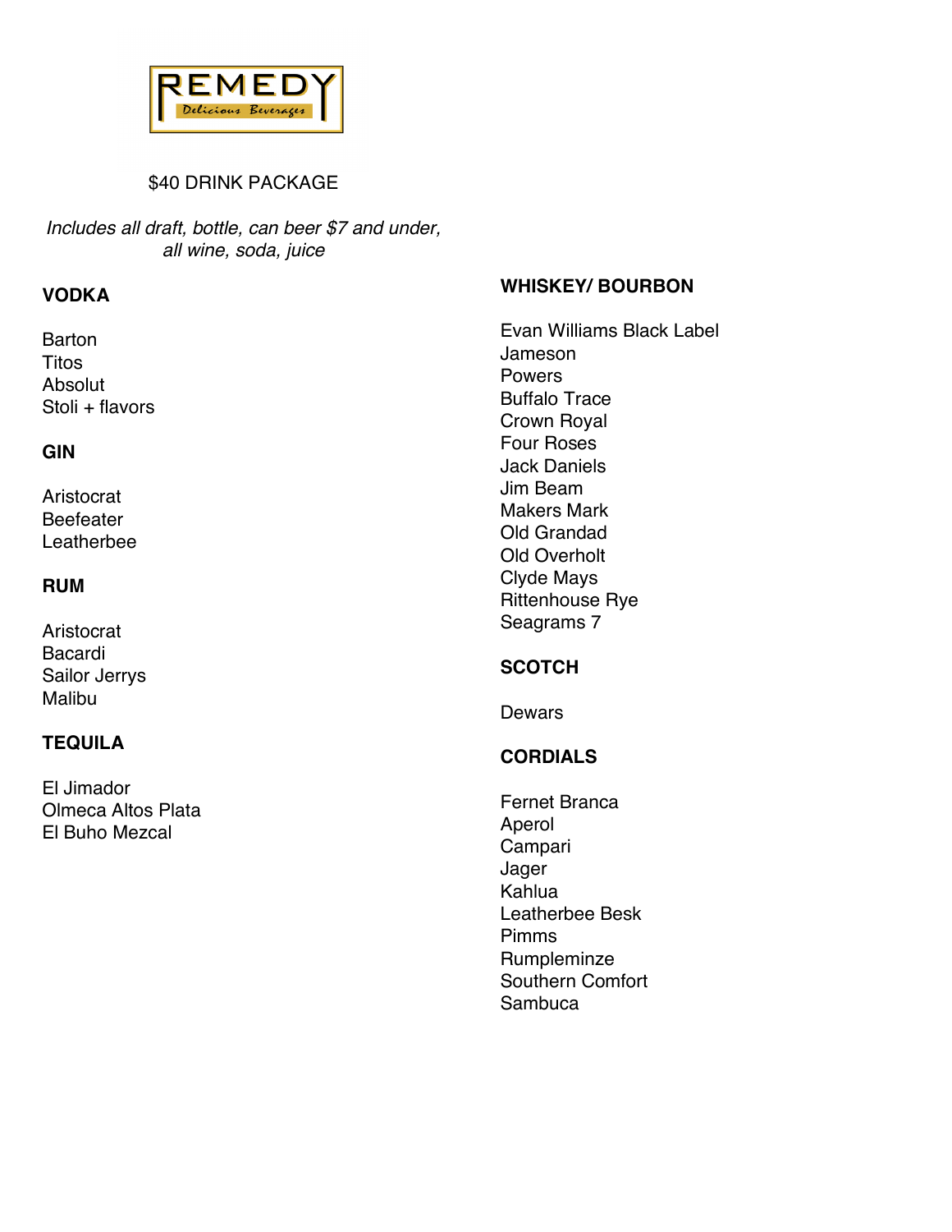# REMEDY

*Delicious Beverages*

$40 DRINK PACKAGE

*Includes all draft, bottle, can beer $7 and under, all wine, soda, juice*

## VODKA

Barton
Titos
Absolut
Stoli + flavors

## GIN

Aristocrat
Beefeater
Leatherbee

## RUM

Aristocrat
Bacardi
Sailor Jerrys
Malibu

## TEQUILA

El Jimador
Olmeca Altos Plata
El Buho Mezcal

## WHISKEY/ BOURBON

Evan Williams Black Label
Jameson
Powers
Buffalo Trace
Crown Royal
Four Roses
Jack Daniels
Jim Beam
Makers Mark
Old Grandad
Old Overholt
Clyde Mays
Rittenhouse Rye
Seagrams 7

## SCOTCH

Dewars

## CORDIALS

Fernet Branca
Aperol
Campari
Jager
Kahlua
Leatherbee Besk
Pimms
Rumpleminze
Southern Comfort
Sambuca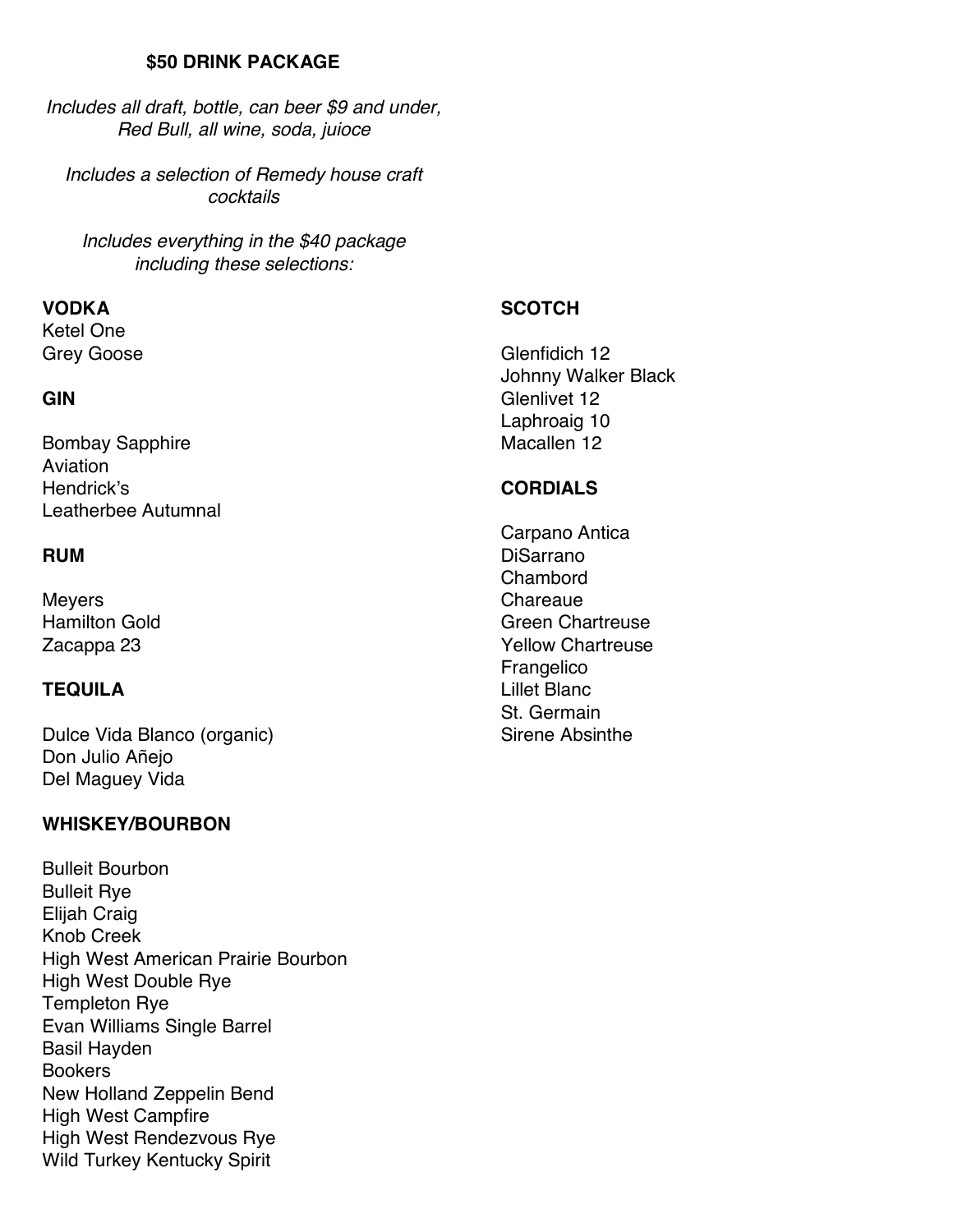**$50 DRINK PACKAGE**

*Includes all draft, bottle, can beer $9 and under, Red Bull, all wine, soda, juioce*

*Includes a selection of Remedy house craft cocktails*

*Includes everything in the $40 package including these selections:*

**VODKA**

Ketel One
Grey Goose

**GIN**

Bombay Sapphire
Aviation
Hendrick's
Leatherbee Autumnal

**RUM**

Meyers
Hamilton Gold
Zacappa 23

**TEQUILA**

Dulce Vida Blanco (organic)
Don Julio Añejo
Del Maguey Vida

**WHISKEY/BOURBON**

Bulleit Bourbon
Bulleit Rye
Elijah Craig
Knob Creek
High West American Prairie Bourbon
High West Double Rye
Templeton Rye
Evan Williams Single Barrel
Basil Hayden
Bookers
New Holland Zeppelin Bend
High West Campfire
High West Rendezvous Rye
Wild Turkey Kentucky Spirit

**SCOTCH**

Glenfidich 12
Johnny Walker Black
Glenlivet 12
Laphroaig 10
Macallen 12

**CORDIALS**

Carpano Antica
DiSarrano
Chambord
Chareaue
Green Chartreuse
Yellow Chartreuse
Frangelico
Lillet Blanc
St. Germain
Sirene Absinthe